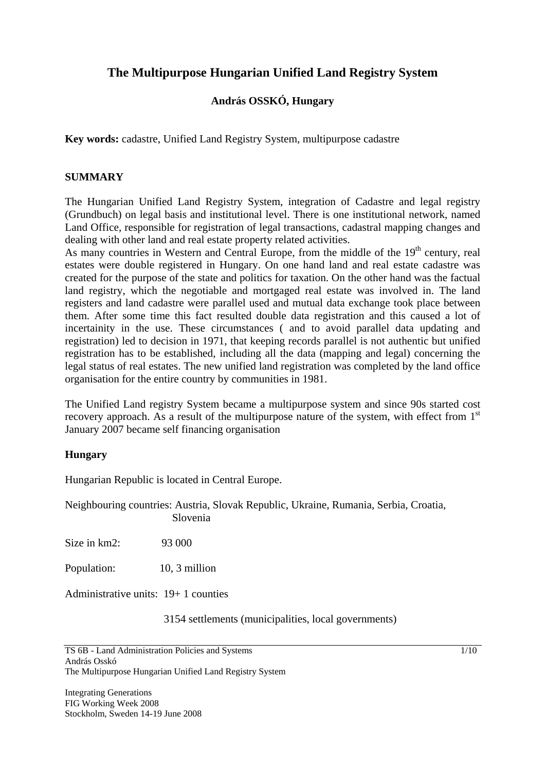# The Multipurpose Hungarian Unified Land Registry System

**András OSSKÓ, Hungary**

**Key words:** cadastre, Unified Land Registry System, multipurpose cadastre

## SUMMARY

The Hungarian Unified Land Registry System, integration of Cadastre and legal registry (Grundbuch) on legal basis and institutional level. There is one institutional network, named Land Office, responsible for registration of legal transactions, cadastral mapping changes and dealing with other land and real estate property related activities.

As many countries in Western and Central Europe, from the middle of the 19th century, real estates were double registered in Hungary. On one hand land and real estate cadastre was created for the purpose of the state and politics for taxation. On the other hand was the factual land registry, which the negotiable and mortgaged real estate was involved in. The land registers and land cadastre were parallel used and mutual data exchange took place between them. After some time this fact resulted double data registration and this caused a lot of incertainity in the use. These circumstances ( and to avoid parallel data updating and registration) led to decision in 1971, that keeping records parallel is not authentic but unified registration has to be established, including all the data (mapping and legal) concerning the legal status of real estates. The new unified land registration was completed by the land office organisation for the entire country by communities in 1981.

The Unified Land registry System became a multipurpose system and since 90s started cost recovery approach. As a result of the multipurpose nature of the system, with effect from 1st January 2007 became self financing organisation

## Hungary

Hungarian Republic is located in Central Europe.

Neighbouring countries: Austria, Slovak Republic, Ukraine, Rumania, Serbia, Croatia, Slovenia

Size in km2: 93 000

Population: 10, 3 million

Administrative units: 19+ 1 counties

3154 settlements (municipalities, local governments)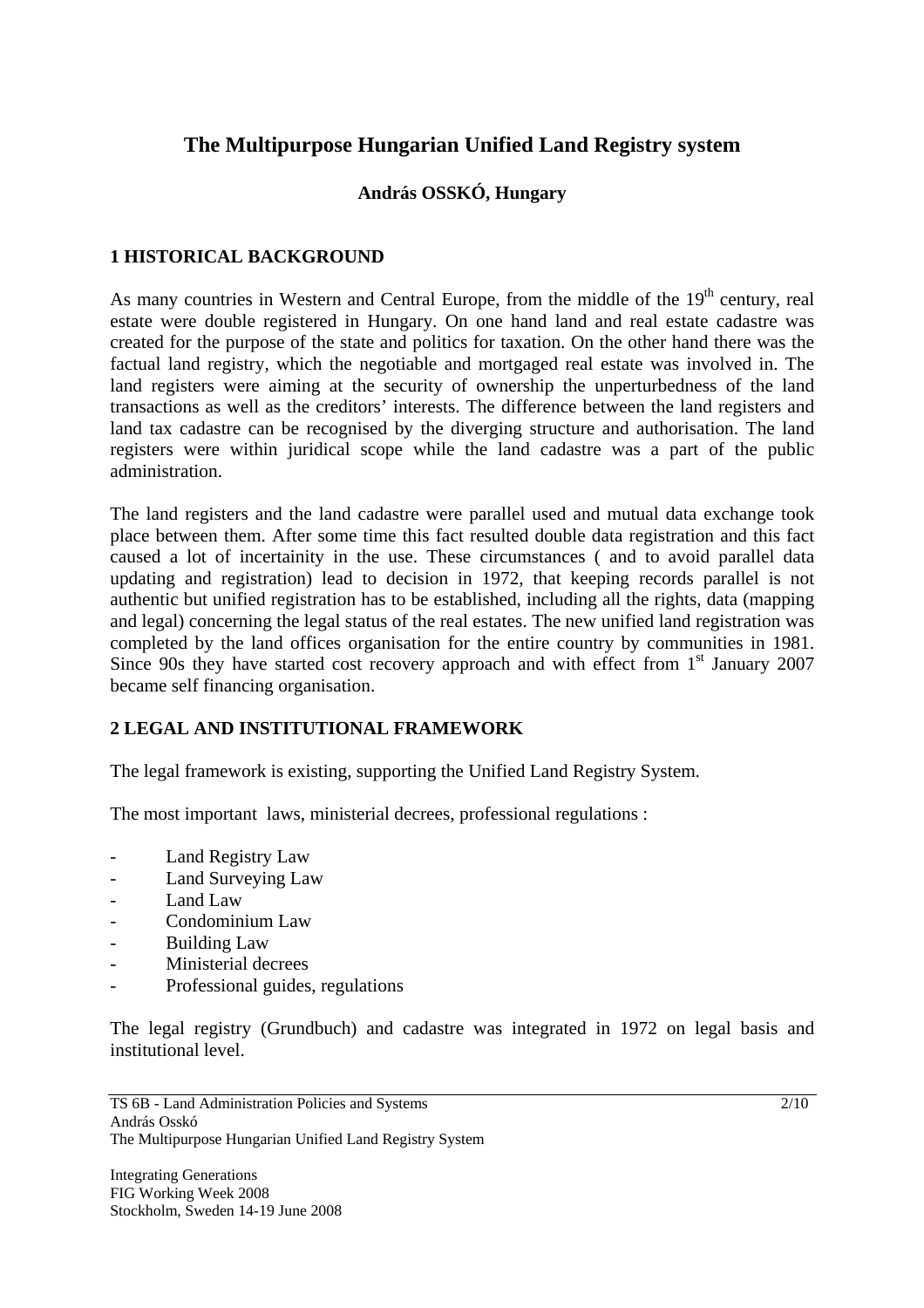# The Multipurpose Hungarian Unified Land Registry system

**András OSSKÓ, Hungary**

## 1 HISTORICAL BACKGROUND

As many countries in Western and Central Europe, from the middle of the 19th century, real estate were double registered in Hungary. On one hand land and real estate cadastre was created for the purpose of the state and politics for taxation. On the other hand there was the factual land registry, which the negotiable and mortgaged real estate was involved in. The land registers were aiming at the security of ownership the unperturbedness of the land transactions as well as the creditors' interests. The difference between the land registers and land tax cadastre can be recognised by the diverging structure and authorisation. The land registers were within juridical scope while the land cadastre was a part of the public administration.

The land registers and the land cadastre were parallel used and mutual data exchange took place between them. After some time this fact resulted double data registration and this fact caused a lot of incertainity in the use. These circumstances ( and to avoid parallel data updating and registration) lead to decision in 1972, that keeping records parallel is not authentic but unified registration has to be established, including all the rights, data (mapping and legal) concerning the legal status of the real estates. The new unified land registration was completed by the land offices organisation for the entire country by communities in 1981. Since 90s they have started cost recovery approach and with effect from 1st January 2007 became self financing organisation.

## 2 LEGAL AND INSTITUTIONAL FRAMEWORK

The legal framework is existing, supporting the Unified Land Registry System.

The most important laws, ministerial decrees, professional regulations :

- Land Registry Law
- Land Surveying Law
- Land Law
- Condominium Law
- Building Law
- Ministerial decrees
- Professional guides, regulations

The legal registry (Grundbuch) and cadastre was integrated in 1972 on legal basis and institutional level.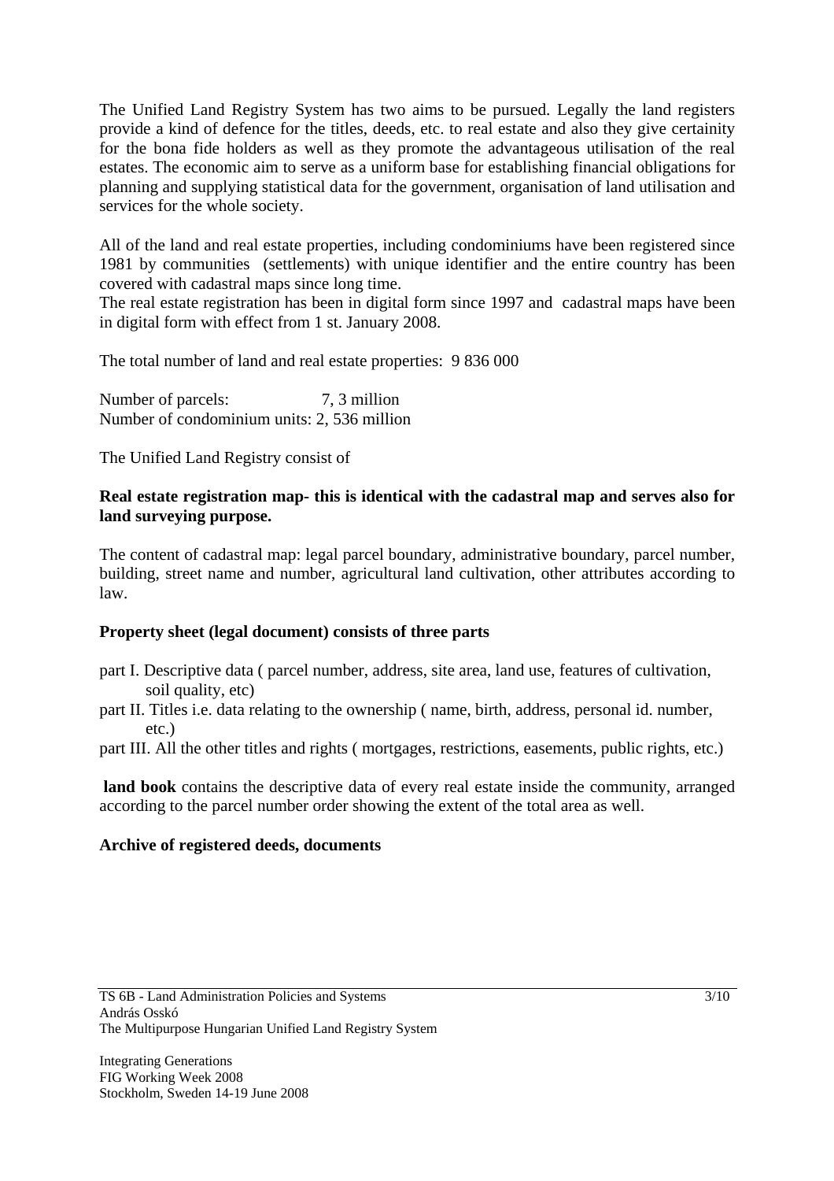The Unified Land Registry System has two aims to be pursued. Legally the land registers provide a kind of defence for the titles, deeds, etc. to real estate and also they give certainity for the bona fide holders as well as they promote the advantageous utilisation of the real estates. The economic aim to serve as a uniform base for establishing financial obligations for planning and supplying statistical data for the government, organisation of land utilisation and services for the whole society.

All of the land and real estate properties, including condominiums have been registered since 1981 by communities (settlements) with unique identifier and the entire country has been covered with cadastral maps since long time.
The real estate registration has been in digital form since 1997 and cadastral maps have been in digital form with effect from 1 st. January 2008.

The total number of land and real estate properties: 9 836 000

Number of parcels: 7, 3 million
Number of condominium units: 2, 536 million

The Unified Land Registry consist of

**Real estate registration map- this is identical with the cadastral map and serves also for land surveying purpose.**

The content of cadastral map: legal parcel boundary, administrative boundary, parcel number, building, street name and number, agricultural land cultivation, other attributes according to law.

**Property sheet (legal document) consists of three parts**

part I. Descriptive data ( parcel number, address, site area, land use, features of cultivation, soil quality, etc)
part II. Titles i.e. data relating to the ownership ( name, birth, address, personal id. number, etc.)
part III. All the other titles and rights ( mortgages, restrictions, easements, public rights, etc.)

**land book** contains the descriptive data of every real estate inside the community, arranged according to the parcel number order showing the extent of the total area as well.

**Archive of registered deeds, documents**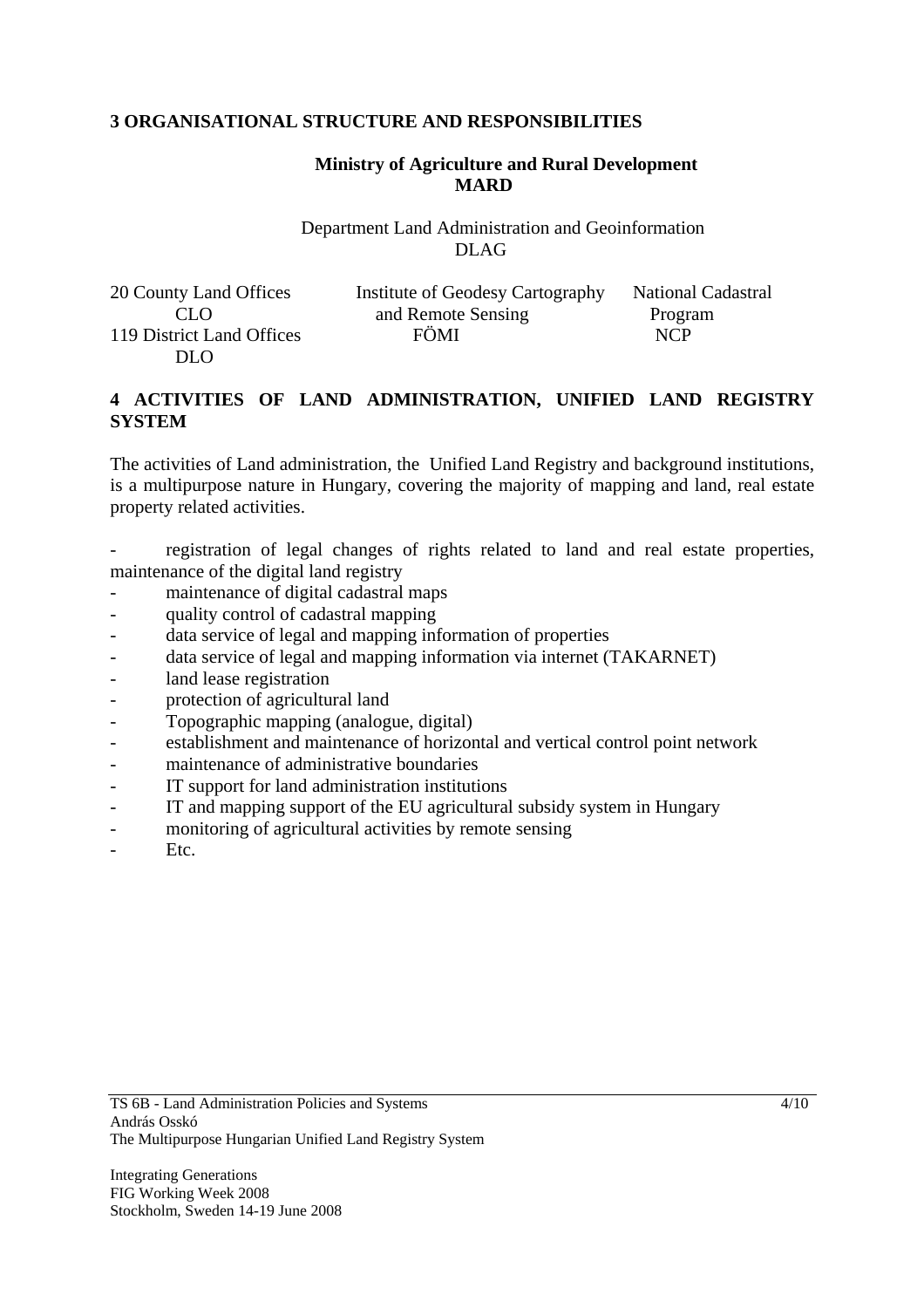## 3 ORGANISATIONAL STRUCTURE AND RESPONSIBILITIES

**Ministry of Agriculture and Rural Development**
**MARD**

Department Land Administration and Geoinformation
DLAG

| 20 County Land Offices CLO<br>119 District Land Offices DLO | Institute of Geodesy Cartography and Remote Sensing FÖMI | National Cadastral Program NCP |
|---|---|---|

## 4 ACTIVITIES OF LAND ADMINISTRATION, UNIFIED LAND REGISTRY SYSTEM

The activities of Land administration, the Unified Land Registry and background institutions, is a multipurpose nature in Hungary, covering the majority of mapping and land, real estate property related activities.

- registration of legal changes of rights related to land and real estate properties, maintenance of the digital land registry
- maintenance of digital cadastral maps
- quality control of cadastral mapping
- data service of legal and mapping information of properties
- data service of legal and mapping information via internet (TAKARNET)
- land lease registration
- protection of agricultural land
- Topographic mapping (analogue, digital)
- establishment and maintenance of horizontal and vertical control point network
- maintenance of administrative boundaries
- IT support for land administration institutions
- IT and mapping support of the EU agricultural subsidy system in Hungary
- monitoring of agricultural activities by remote sensing
- Etc.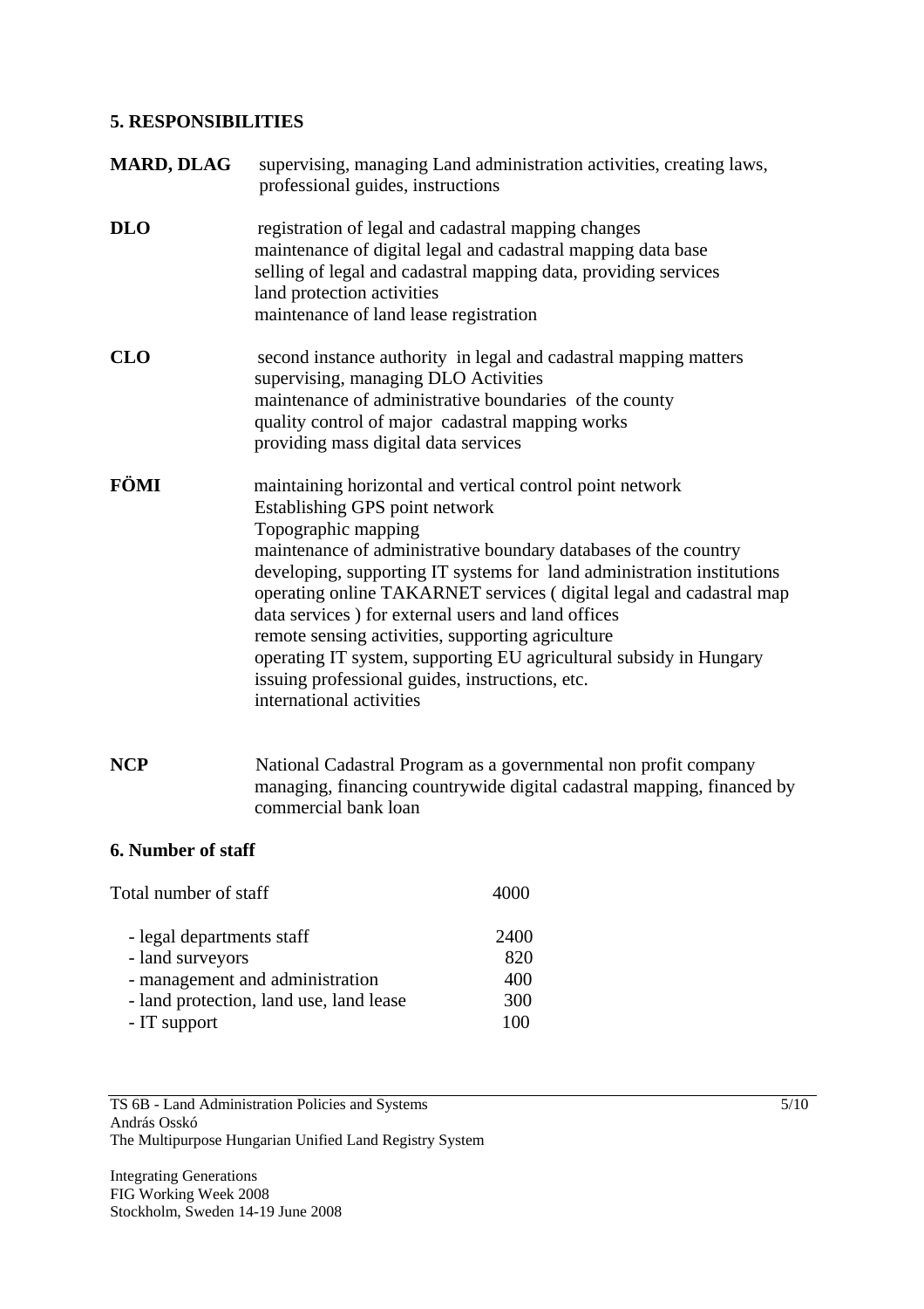## 5. RESPONSIBILITIES

**MARD, DLAG** supervising, managing Land administration activities, creating laws, professional guides, instructions

**DLO** registration of legal and cadastral mapping changes
maintenance of digital legal and cadastral mapping data base
selling of legal and cadastral mapping data, providing services
land protection activities
maintenance of land lease registration

**CLO** second instance authority in legal and cadastral mapping matters
supervising, managing DLO Activities
maintenance of administrative boundaries of the county
quality control of major cadastral mapping works
providing mass digital data services

**FÖMI** maintaining horizontal and vertical control point network
Establishing GPS point network
Topographic mapping
maintenance of administrative boundary databases of the country
developing, supporting IT systems for land administration institutions
operating online TAKARNET services ( digital legal and cadastral map data services ) for external users and land offices
remote sensing activities, supporting agriculture
operating IT system, supporting EU agricultural subsidy in Hungary
issuing professional guides, instructions, etc.
international activities

**NCP** National Cadastral Program as a governmental non profit company managing, financing countrywide digital cadastral mapping, financed by commercial bank loan

## 6. Number of staff

| | |
|---|---|
| Total number of staff | 4000 |
| - legal departments staff | 2400 |
| - land surveyors | 820 |
| - management and administration | 400 |
| - land protection, land use, land lease | 300 |
| - IT support | 100 |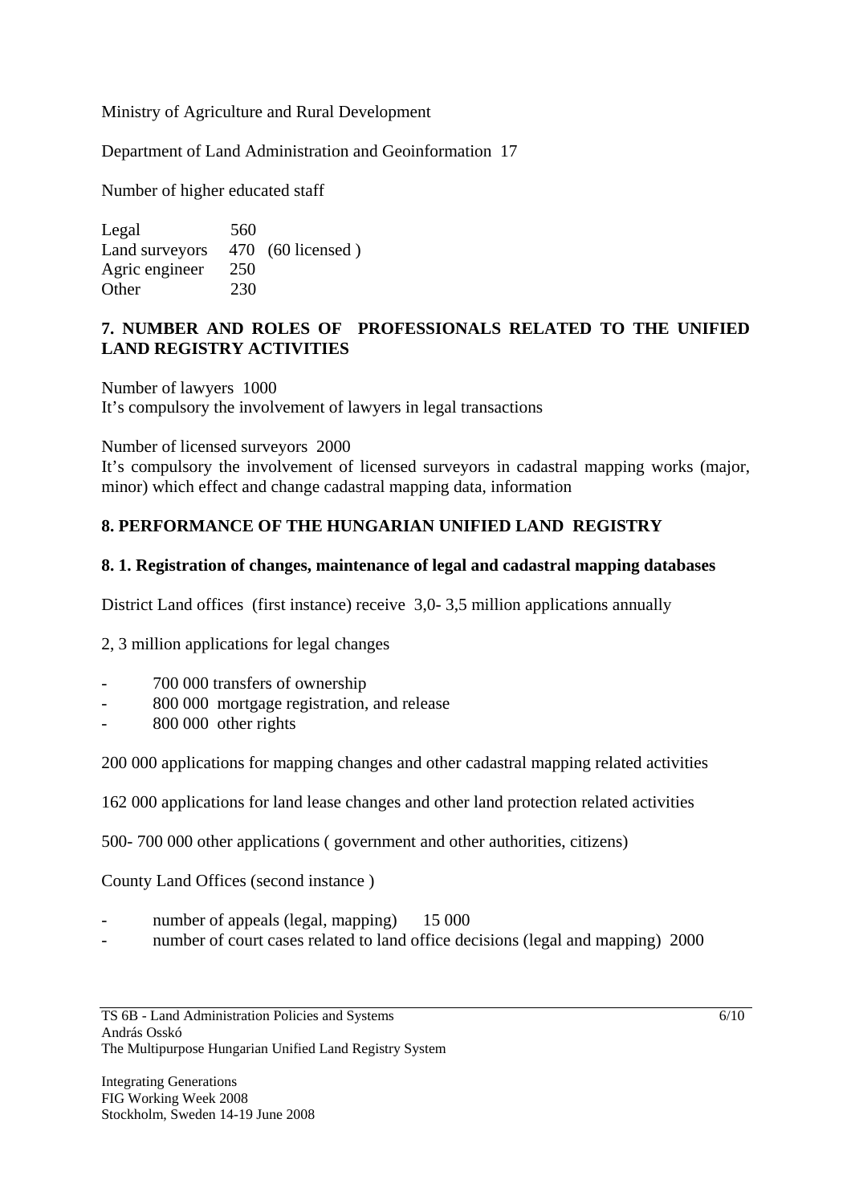Ministry of Agriculture and Rural Development

Department of Land Administration and Geoinformation 17

Number of higher educated staff

| | | |
|---|---|---|
| Legal | 560 | |
| Land surveyors | 470 | (60 licensed ) |
| Agric engineer | 250 | |
| Other | 230 | |

## 7. NUMBER AND ROLES OF PROFESSIONALS RELATED TO THE UNIFIED LAND REGISTRY ACTIVITIES

Number of lawyers 1000
It's compulsory the involvement of lawyers in legal transactions

Number of licensed surveyors 2000
It's compulsory the involvement of licensed surveyors in cadastral mapping works (major, minor) which effect and change cadastral mapping data, information

## 8. PERFORMANCE OF THE HUNGARIAN UNIFIED LAND REGISTRY

### 8. 1. Registration of changes, maintenance of legal and cadastral mapping databases

District Land offices (first instance) receive 3,0- 3,5 million applications annually

2, 3 million applications for legal changes

- 700 000 transfers of ownership
- 800 000 mortgage registration, and release
- 800 000 other rights

200 000 applications for mapping changes and other cadastral mapping related activities

162 000 applications for land lease changes and other land protection related activities

500- 700 000 other applications ( government and other authorities, citizens)

County Land Offices (second instance )

- number of appeals (legal, mapping) 15 000
- number of court cases related to land office decisions (legal and mapping) 2000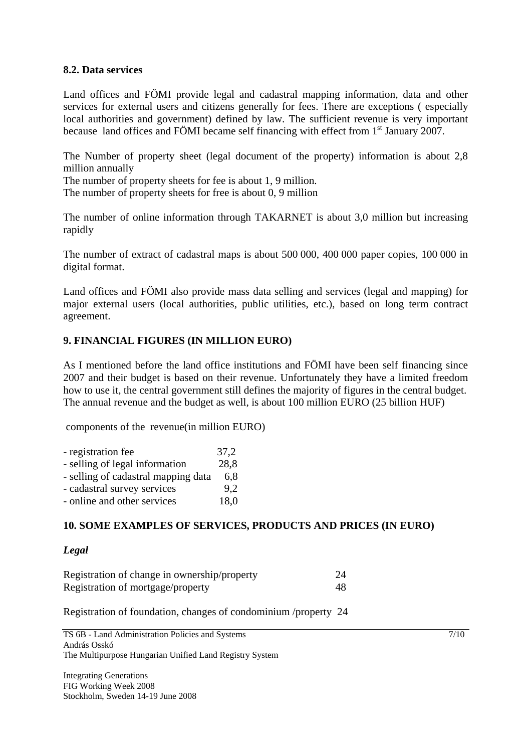### 8.2. Data services

Land offices and FÖMI provide legal and cadastral mapping information, data and other services for external users and citizens generally for fees. There are exceptions ( especially local authorities and government) defined by law. The sufficient revenue is very important because land offices and FÖMI became self financing with effect from 1st January 2007.

The Number of property sheet (legal document of the property) information is about 2,8 million annually

The number of property sheets for fee is about 1, 9 million.

The number of property sheets for free is about 0, 9 million

The number of online information through TAKARNET is about 3,0 million but increasing rapidly

The number of extract of cadastral maps is about 500 000, 400 000 paper copies, 100 000 in digital format.

Land offices and FÖMI also provide mass data selling and services (legal and mapping) for major external users (local authorities, public utilities, etc.), based on long term contract agreement.

## 9. FINANCIAL FIGURES (IN MILLION EURO)

As I mentioned before the land office institutions and FÖMI have been self financing since 2007 and their budget is based on their revenue. Unfortunately they have a limited freedom how to use it, the central government still defines the majority of figures in the central budget. The annual revenue and the budget as well, is about 100 million EURO (25 billion HUF)

components of the revenue(in million EURO)

| | |
|---|---|
| - registration fee | 37,2 |
| - selling of legal information | 28,8 |
| - selling of cadastral mapping data | 6,8 |
| - cadastral survey services | 9,2 |
| - online and other services | 18,0 |

## 10. SOME EXAMPLES OF SERVICES, PRODUCTS AND PRICES (IN EURO)

***Legal***

| | |
|---|---|
| Registration of change in ownership/property | 24 |
| Registration of mortgage/property | 48 |

Registration of foundation, changes of condominium /property 24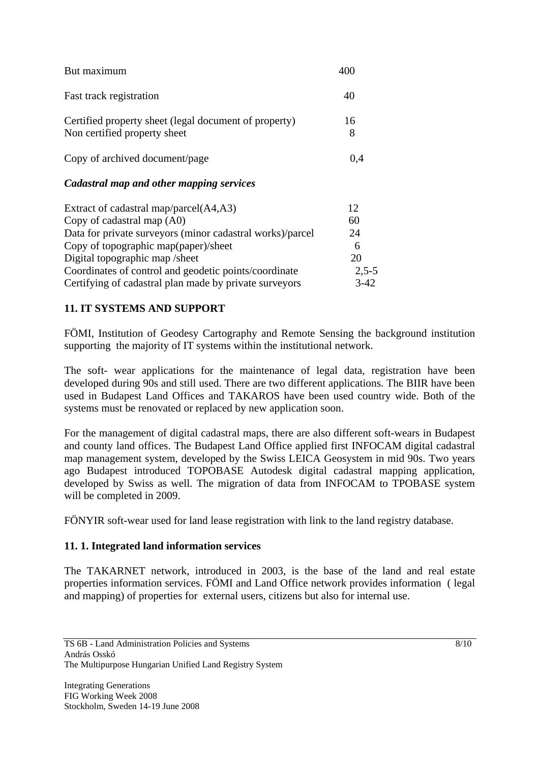| | |
|---|---|
| But maximum | 400 |
| Fast track registration | 40 |
| Certified property sheet (legal document of property) | 16 |
| Non certified property sheet | 8 |
| Copy of archived document/page | 0,4 |

***Cadastral map and other mapping services***

| | |
|---|---|
| Extract of cadastral map/parcel(A4,A3) | 12 |
| Copy of cadastral map (A0) | 60 |
| Data for private surveyors (minor cadastral works)/parcel | 24 |
| Copy of topographic map(paper)/sheet | 6 |
| Digital topographic map /sheet | 20 |
| Coordinates of control and geodetic points/coordinate | 2,5-5 |
| Certifying of cadastral plan made by private surveyors | 3-42 |

## 11. IT SYSTEMS AND SUPPORT

FÖMI, Institution of Geodesy Cartography and Remote Sensing the background institution supporting the majority of IT systems within the institutional network.

The soft- wear applications for the maintenance of legal data, registration have been developed during 90s and still used. There are two different applications. The BIIR have been used in Budapest Land Offices and TAKAROS have been used country wide. Both of the systems must be renovated or replaced by new application soon.

For the management of digital cadastral maps, there are also different soft-wears in Budapest and county land offices. The Budapest Land Office applied first INFOCAM digital cadastral map management system, developed by the Swiss LEICA Geosystem in mid 90s. Two years ago Budapest introduced TOPOBASE Autodesk digital cadastral mapping application, developed by Swiss as well. The migration of data from INFOCAM to TPOBASE system will be completed in 2009.

FÖNYIR soft-wear used for land lease registration with link to the land registry database.

### 11. 1. Integrated land information services

The TAKARNET network, introduced in 2003, is the base of the land and real estate properties information services. FÖMI and Land Office network provides information ( legal and mapping) of properties for external users, citizens but also for internal use.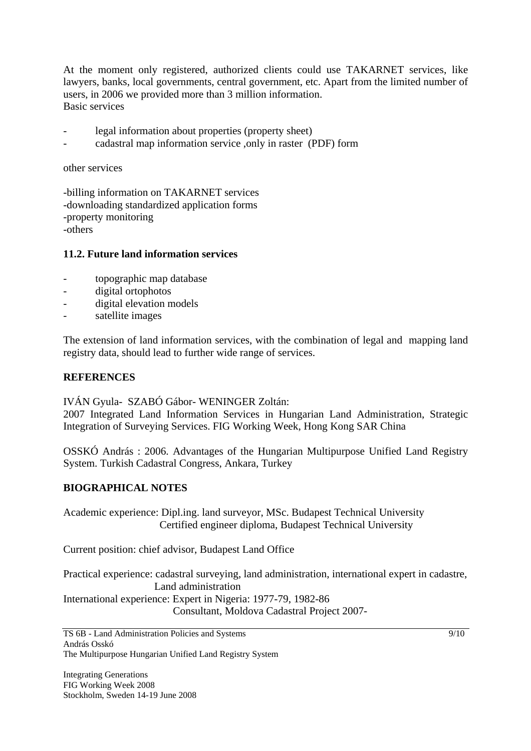At the moment only registered, authorized clients could use TAKARNET services, like lawyers, banks, local governments, central government, etc. Apart from the limited number of users, in 2006 we provided more than 3 million information.
Basic services

- legal information about properties (property sheet)
- cadastral map information service ,only in raster (PDF) form

other services

-billing information on TAKARNET services
-downloading standardized application forms
-property monitoring
-others

### 11.2. Future land information services

- topographic map database
- digital ortophotos
- digital elevation models
- satellite images

The extension of land information services, with the combination of legal and mapping land registry data, should lead to further wide range of services.

## REFERENCES

IVÁN Gyula- SZABÓ Gábor- WENINGER Zoltán:
2007 Integrated Land Information Services in Hungarian Land Administration, Strategic Integration of Surveying Services. FIG Working Week, Hong Kong SAR China

OSSKÓ András : 2006. Advantages of the Hungarian Multipurpose Unified Land Registry System. Turkish Cadastral Congress, Ankara, Turkey

## BIOGRAPHICAL NOTES

Academic experience: Dipl.ing. land surveyor, MSc. Budapest Technical University
Certified engineer diploma, Budapest Technical University

Current position: chief advisor, Budapest Land Office

Practical experience: cadastral surveying, land administration, international expert in cadastre, Land administration
International experience: Expert in Nigeria: 1977-79, 1982-86
Consultant, Moldova Cadastral Project 2007-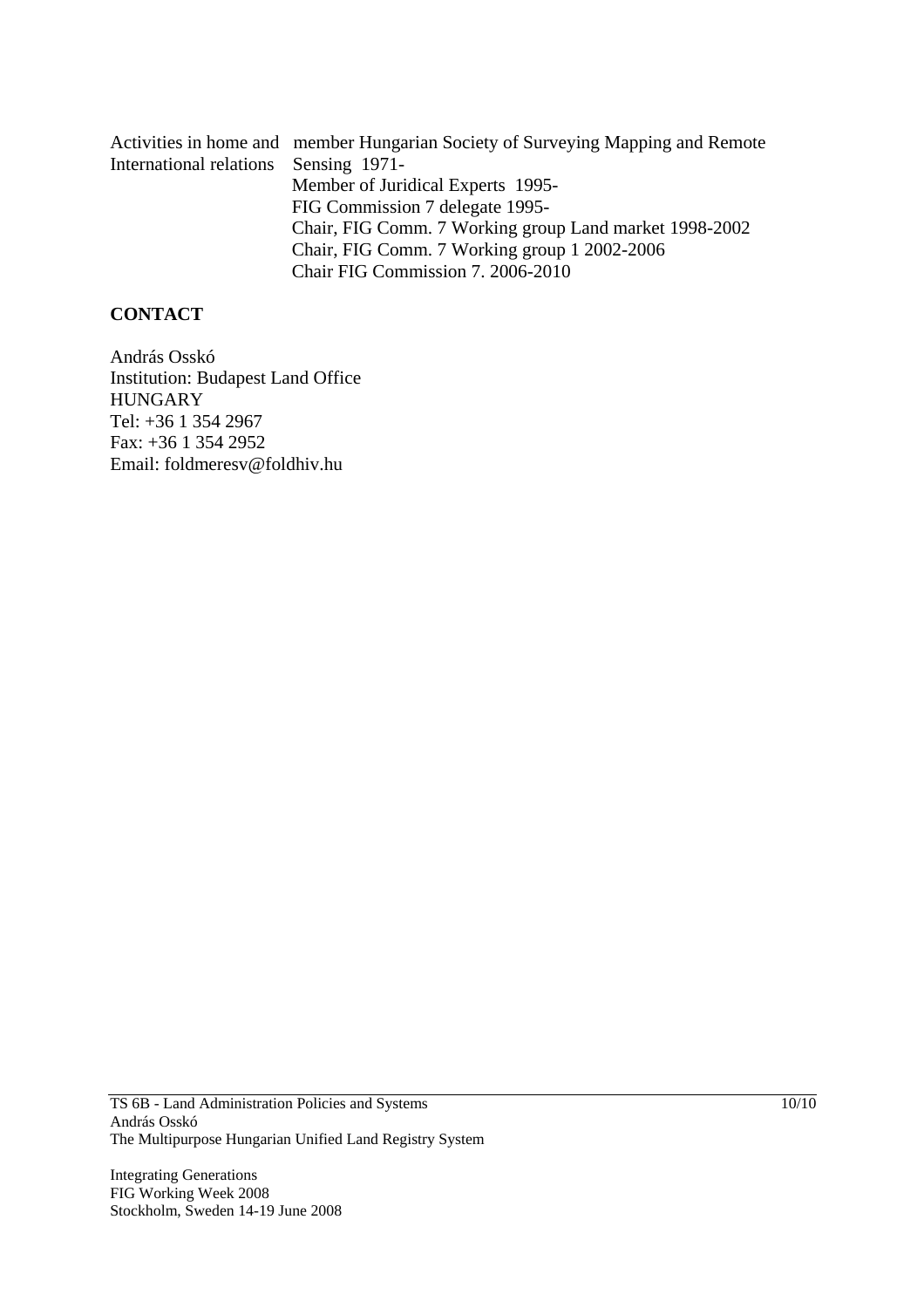Activities in home and International relations

member Hungarian Society of Surveying Mapping and Remote Sensing 1971-
Member of Juridical Experts 1995-
FIG Commission 7 delegate 1995-
Chair, FIG Comm. 7 Working group Land market 1998-2002
Chair, FIG Comm. 7 Working group 1 2002-2006
Chair FIG Commission 7. 2006-2010

## CONTACT

András Osskó
Institution: Budapest Land Office
HUNGARY
Tel: +36 1 354 2967
Fax: +36 1 354 2952
Email: foldmeresv@foldhiv.hu